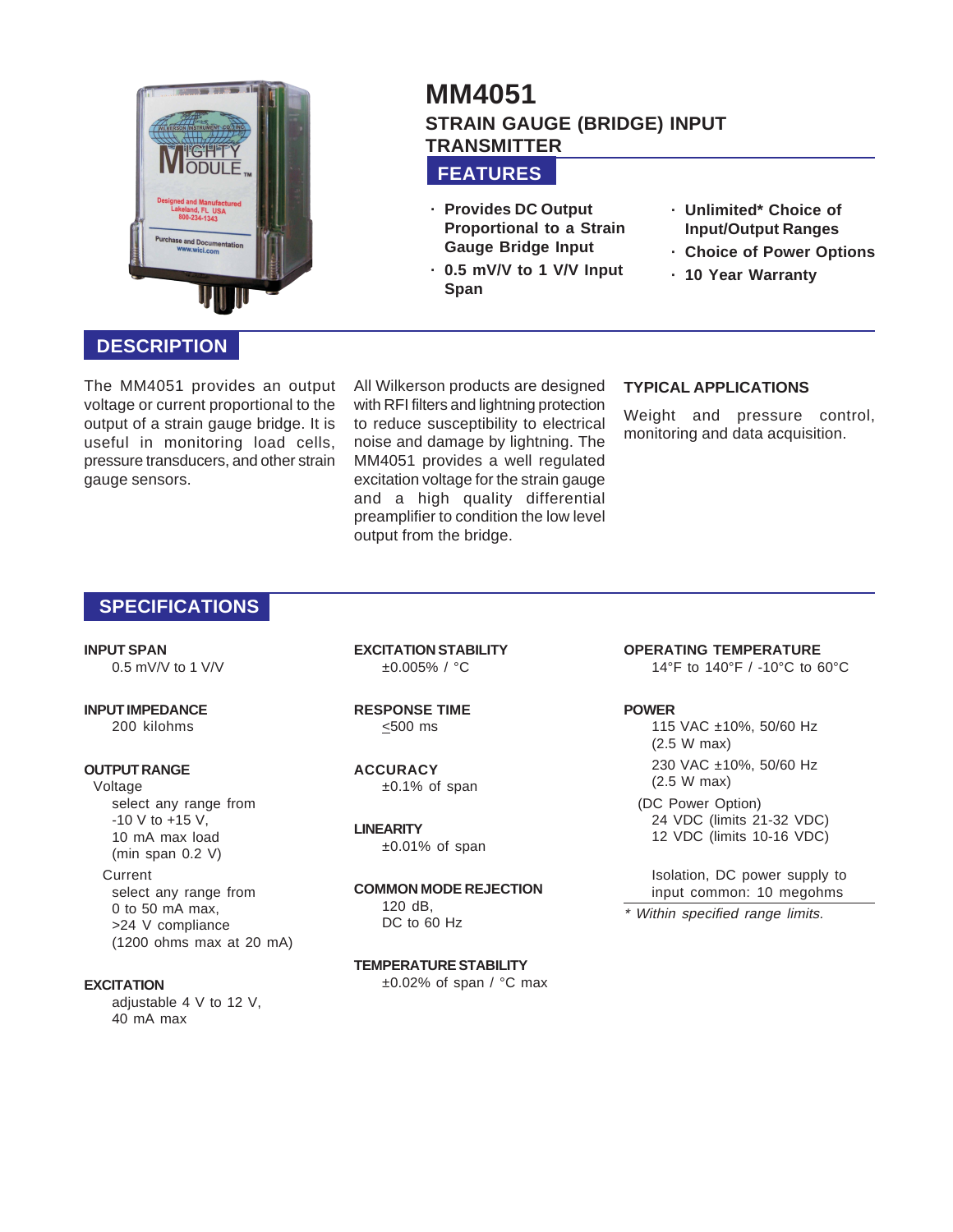# MM4051

## STRAIN GAUGE (BRIDGE) INPUT TRANSMITTER

## FEATURES

- Provides DC Output Proportional to a Strain Gauge Bridge Input
- 0.5 mV/V to 1 V/V Input Span
- Unlimited* Choice of Input/Output Ranges
- Choice of Power Options
- 10 Year Warranty

## DESCRIPTION

The MM4051 provides an output voltage or current proportional to the output of a strain gauge bridge. It is useful in monitoring load cells, pressure transducers, and other strain gauge sensors.

All Wilkerson products are designed with RFI filters and lightning protection to reduce susceptibility to electrical noise and damage by lightning. The MM4051 provides a well regulated excitation voltage for the strain gauge and a high quality differential preamplifier to condition the low level output from the bridge.

### TYPICAL APPLICATIONS

Weight and pressure control, monitoring and data acquisition.

## SPECIFICATIONS

**INPUT SPAN**
0.5 mV/V to 1 V/V

**INPUT IMPEDANCE**
200 kilohms

**OUTPUT RANGE**
Voltage
select any range from -10 V to +15 V,
10 mA max load
(min span 0.2 V)
Current
select any range from 0 to 50 mA max,
>24 V compliance
(1200 ohms max at 20 mA)

**EXCITATION**
adjustable 4 V to 12 V,
40 mA max

**EXCITATION STABILITY**
±0.005% / °C

**RESPONSE TIME**
≤500 ms

**ACCURACY**
±0.1% of span

**LINEARITY**
±0.01% of span

**COMMON MODE REJECTION**
120 dB,
DC to 60 Hz

**TEMPERATURE STABILITY**
±0.02% of span / °C max

**OPERATING TEMPERATURE**
14°F to 140°F / -10°C to 60°C

**POWER**
115 VAC ±10%, 50/60 Hz
(2.5 W max)
230 VAC ±10%, 50/60 Hz
(2.5 W max)
(DC Power Option)
24 VDC (limits 21-32 VDC)
12 VDC (limits 10-16 VDC)

Isolation, DC power supply to input common: 10 megohms

*\* Within specified range limits.*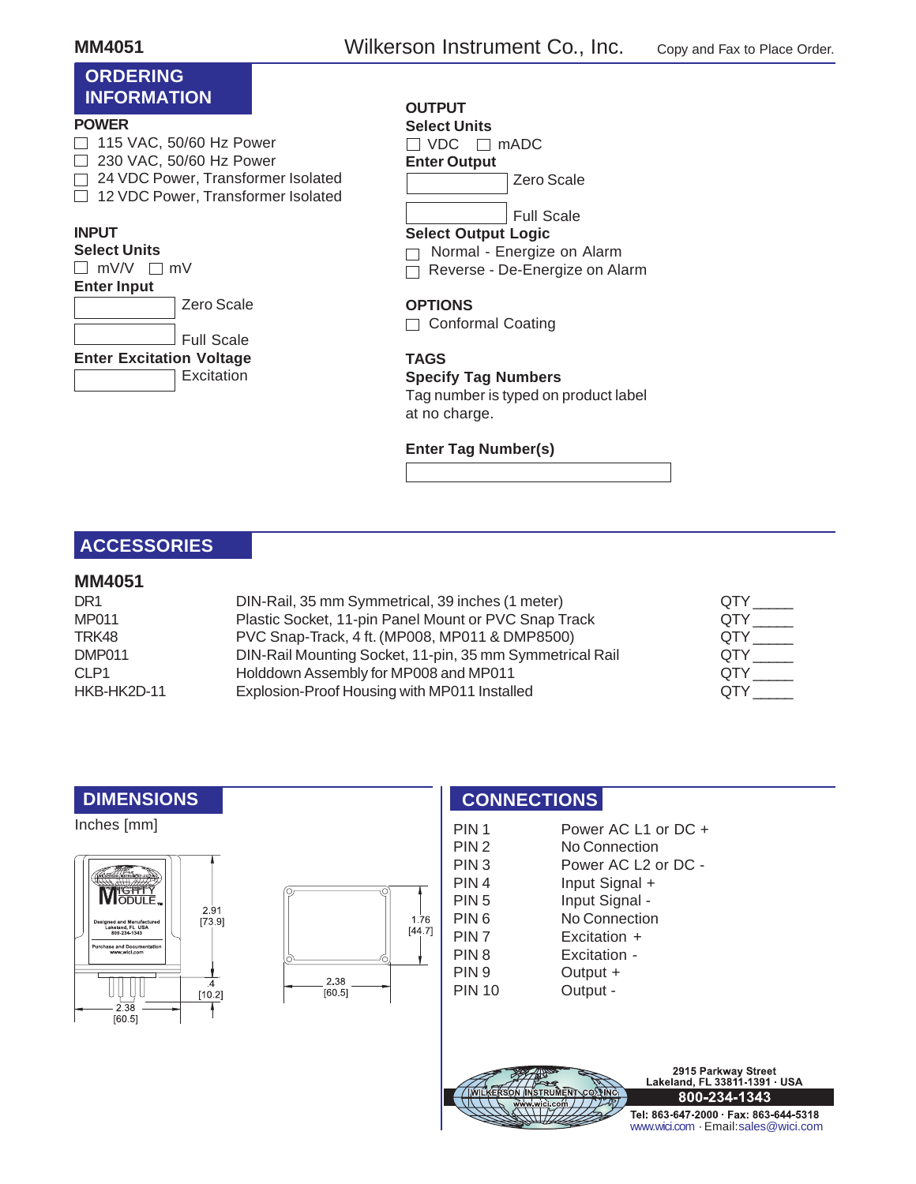MM4051 Wilkerson Instrument Co., Inc. Copy and Fax to Place Order.

## ORDERING INFORMATION

### POWER

- ☐ 115 VAC, 50/60 Hz Power
- ☐ 230 VAC, 50/60 Hz Power
- ☐ 24 VDC Power, Transformer Isolated
- ☐ 12 VDC Power, Transformer Isolated

### INPUT

**Select Units**

☐ mV/V ☐ mV

**Enter Input**

\_\_\_\_\_\_\_\_ Zero Scale

\_\_\_\_\_\_\_\_ Full Scale

**Enter Excitation Voltage**

\_\_\_\_\_\_\_\_ Excitation

### OUTPUT

**Select Units**

☐ VDC ☐ mADC

**Enter Output**

\_\_\_\_\_\_\_\_ Zero Scale

\_\_\_\_\_\_\_\_ Full Scale

**Select Output Logic**

- ☐ Normal - Energize on Alarm
- ☐ Reverse - De-Energize on Alarm

### OPTIONS

- ☐ Conformal Coating

### TAGS

**Specify Tag Numbers**

Tag number is typed on product label at no charge.

**Enter Tag Number(s)**

\_\_\_\_\_\_\_\_\_\_\_\_\_\_\_\_

## ACCESSORIES

### MM4051

| | | |
|---|---|---|
| DR1 | DIN-Rail, 35 mm Symmetrical, 39 inches (1 meter) | QTY \_\_\_\_\_ |
| MP011 | Plastic Socket, 11-pin Panel Mount or PVC Snap Track | QTY \_\_\_\_\_ |
| TRK48 | PVC Snap-Track, 4 ft. (MP008, MP011 & DMP8500) | QTY \_\_\_\_\_ |
| DMP011 | DIN-Rail Mounting Socket, 11-pin, 35 mm Symmetrical Rail | QTY \_\_\_\_\_ |
| CLP1 | Holddown Assembly for MP008 and MP011 | QTY \_\_\_\_\_ |
| HKB-HK2D-11 | Explosion-Proof Housing with MP011 Installed | QTY \_\_\_\_\_ |

## DIMENSIONS

Inches [mm]

MIGHTY MODULE

Designed and Manufactured
Lakeland, FL USA
800-234-1343

Purchase and Documentation
www.wici.com

2.91
[73.9]

.4
[10.2]

2.38
[60.5]

1.76
[44.7]

2.38
[60.5]

## CONNECTIONS

| | |
|---|---|
| PIN 1 | Power AC L1 or DC + |
| PIN 2 | No Connection |
| PIN 3 | Power AC L2 or DC - |
| PIN 4 | Input Signal + |
| PIN 5 | Input Signal - |
| PIN 6 | No Connection |
| PIN 7 | Excitation + |
| PIN 8 | Excitation - |
| PIN 9 | Output + |
| PIN 10 | Output - |

WILKERSON INSTRUMENT CO., INC.
www.wici.com

2915 Parkway Street
Lakeland, FL 33811-1391 · USA
800-234-1343
Tel: 863-647-2000 · Fax: 863-644-5318
www.wici.com · Email: sales@wici.com